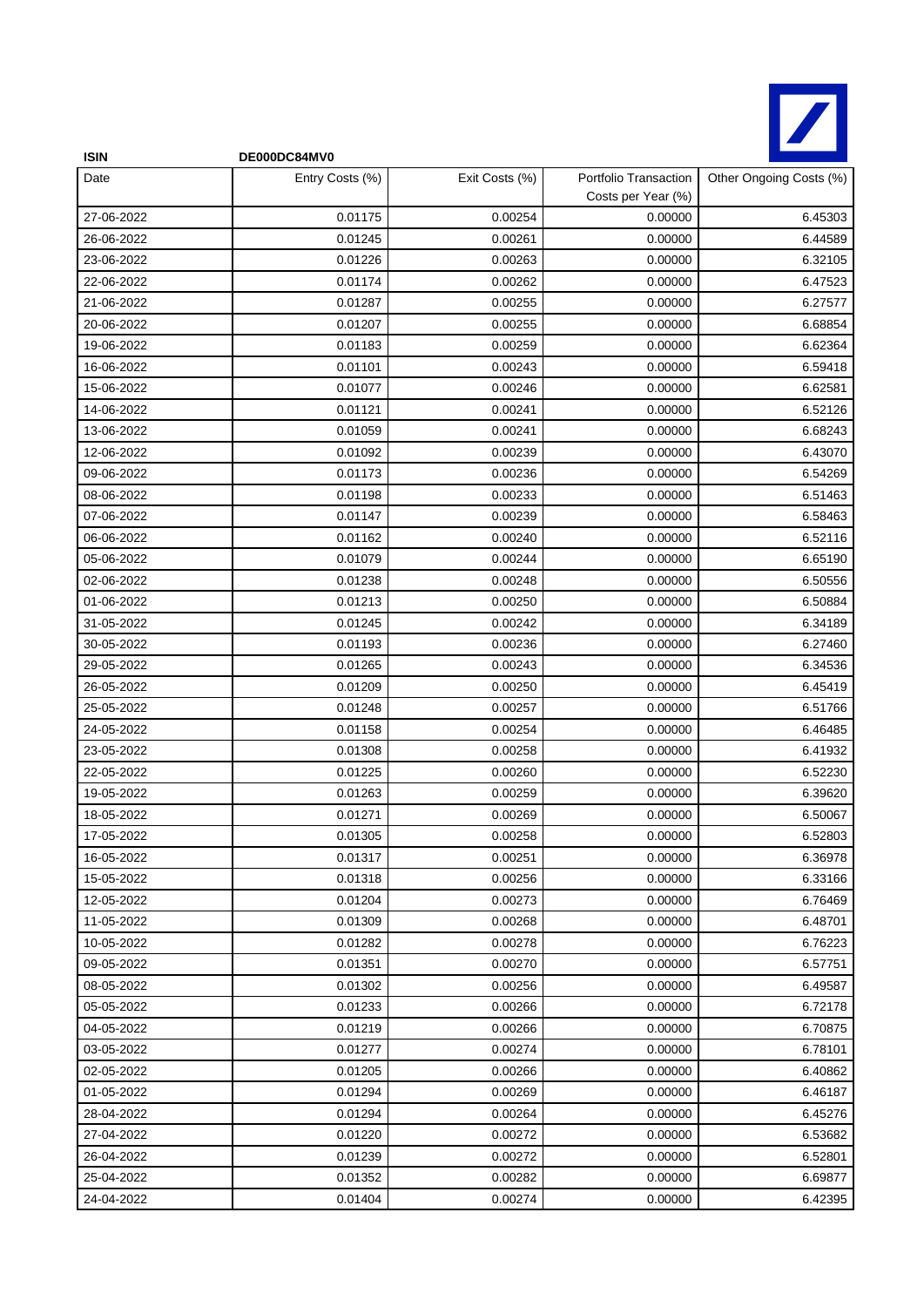**ISIN** DE000DC84MV0

| Date | Entry Costs (%) | Exit Costs (%) | Portfolio Transaction Costs per Year (%) | Other Ongoing Costs (%) |
|---|---|---|---|---|
| 27-06-2022 | 0.01175 | 0.00254 | 0.00000 | 6.45303 |
| 26-06-2022 | 0.01245 | 0.00261 | 0.00000 | 6.44589 |
| 23-06-2022 | 0.01226 | 0.00263 | 0.00000 | 6.32105 |
| 22-06-2022 | 0.01174 | 0.00262 | 0.00000 | 6.47523 |
| 21-06-2022 | 0.01287 | 0.00255 | 0.00000 | 6.27577 |
| 20-06-2022 | 0.01207 | 0.00255 | 0.00000 | 6.68854 |
| 19-06-2022 | 0.01183 | 0.00259 | 0.00000 | 6.62364 |
| 16-06-2022 | 0.01101 | 0.00243 | 0.00000 | 6.59418 |
| 15-06-2022 | 0.01077 | 0.00246 | 0.00000 | 6.62581 |
| 14-06-2022 | 0.01121 | 0.00241 | 0.00000 | 6.52126 |
| 13-06-2022 | 0.01059 | 0.00241 | 0.00000 | 6.68243 |
| 12-06-2022 | 0.01092 | 0.00239 | 0.00000 | 6.43070 |
| 09-06-2022 | 0.01173 | 0.00236 | 0.00000 | 6.54269 |
| 08-06-2022 | 0.01198 | 0.00233 | 0.00000 | 6.51463 |
| 07-06-2022 | 0.01147 | 0.00239 | 0.00000 | 6.58463 |
| 06-06-2022 | 0.01162 | 0.00240 | 0.00000 | 6.52116 |
| 05-06-2022 | 0.01079 | 0.00244 | 0.00000 | 6.65190 |
| 02-06-2022 | 0.01238 | 0.00248 | 0.00000 | 6.50556 |
| 01-06-2022 | 0.01213 | 0.00250 | 0.00000 | 6.50884 |
| 31-05-2022 | 0.01245 | 0.00242 | 0.00000 | 6.34189 |
| 30-05-2022 | 0.01193 | 0.00236 | 0.00000 | 6.27460 |
| 29-05-2022 | 0.01265 | 0.00243 | 0.00000 | 6.34536 |
| 26-05-2022 | 0.01209 | 0.00250 | 0.00000 | 6.45419 |
| 25-05-2022 | 0.01248 | 0.00257 | 0.00000 | 6.51766 |
| 24-05-2022 | 0.01158 | 0.00254 | 0.00000 | 6.46485 |
| 23-05-2022 | 0.01308 | 0.00258 | 0.00000 | 6.41932 |
| 22-05-2022 | 0.01225 | 0.00260 | 0.00000 | 6.52230 |
| 19-05-2022 | 0.01263 | 0.00259 | 0.00000 | 6.39620 |
| 18-05-2022 | 0.01271 | 0.00269 | 0.00000 | 6.50067 |
| 17-05-2022 | 0.01305 | 0.00258 | 0.00000 | 6.52803 |
| 16-05-2022 | 0.01317 | 0.00251 | 0.00000 | 6.36978 |
| 15-05-2022 | 0.01318 | 0.00256 | 0.00000 | 6.33166 |
| 12-05-2022 | 0.01204 | 0.00273 | 0.00000 | 6.76469 |
| 11-05-2022 | 0.01309 | 0.00268 | 0.00000 | 6.48701 |
| 10-05-2022 | 0.01282 | 0.00278 | 0.00000 | 6.76223 |
| 09-05-2022 | 0.01351 | 0.00270 | 0.00000 | 6.57751 |
| 08-05-2022 | 0.01302 | 0.00256 | 0.00000 | 6.49587 |
| 05-05-2022 | 0.01233 | 0.00266 | 0.00000 | 6.72178 |
| 04-05-2022 | 0.01219 | 0.00266 | 0.00000 | 6.70875 |
| 03-05-2022 | 0.01277 | 0.00274 | 0.00000 | 6.78101 |
| 02-05-2022 | 0.01205 | 0.00266 | 0.00000 | 6.40862 |
| 01-05-2022 | 0.01294 | 0.00269 | 0.00000 | 6.46187 |
| 28-04-2022 | 0.01294 | 0.00264 | 0.00000 | 6.45276 |
| 27-04-2022 | 0.01220 | 0.00272 | 0.00000 | 6.53682 |
| 26-04-2022 | 0.01239 | 0.00272 | 0.00000 | 6.52801 |
| 25-04-2022 | 0.01352 | 0.00282 | 0.00000 | 6.69877 |
| 24-04-2022 | 0.01404 | 0.00274 | 0.00000 | 6.42395 |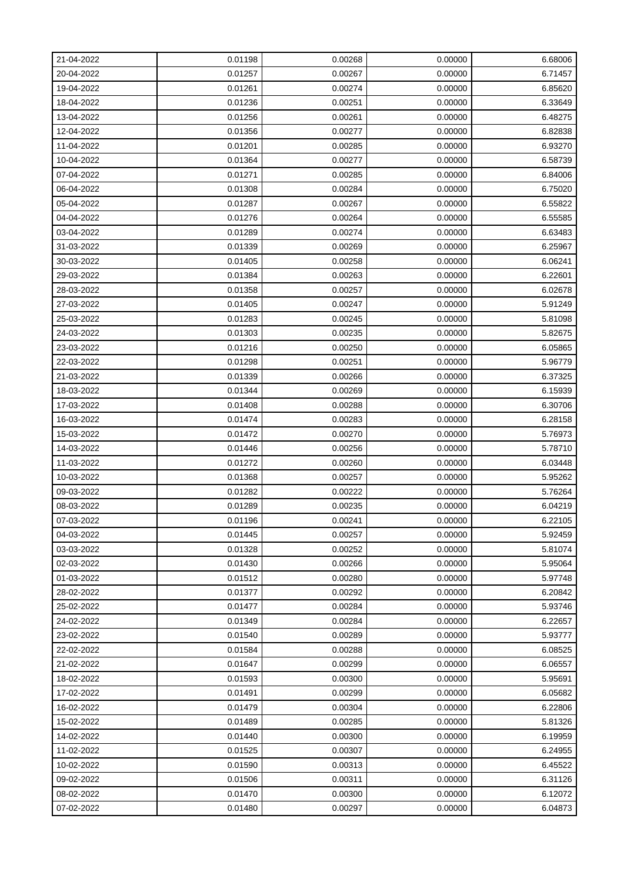| | | | | |
|---|---|---|---|---|
| 21-04-2022 | 0.01198 | 0.00268 | 0.00000 | 6.68006 |
| 20-04-2022 | 0.01257 | 0.00267 | 0.00000 | 6.71457 |
| 19-04-2022 | 0.01261 | 0.00274 | 0.00000 | 6.85620 |
| 18-04-2022 | 0.01236 | 0.00251 | 0.00000 | 6.33649 |
| 13-04-2022 | 0.01256 | 0.00261 | 0.00000 | 6.48275 |
| 12-04-2022 | 0.01356 | 0.00277 | 0.00000 | 6.82838 |
| 11-04-2022 | 0.01201 | 0.00285 | 0.00000 | 6.93270 |
| 10-04-2022 | 0.01364 | 0.00277 | 0.00000 | 6.58739 |
| 07-04-2022 | 0.01271 | 0.00285 | 0.00000 | 6.84006 |
| 06-04-2022 | 0.01308 | 0.00284 | 0.00000 | 6.75020 |
| 05-04-2022 | 0.01287 | 0.00267 | 0.00000 | 6.55822 |
| 04-04-2022 | 0.01276 | 0.00264 | 0.00000 | 6.55585 |
| 03-04-2022 | 0.01289 | 0.00274 | 0.00000 | 6.63483 |
| 31-03-2022 | 0.01339 | 0.00269 | 0.00000 | 6.25967 |
| 30-03-2022 | 0.01405 | 0.00258 | 0.00000 | 6.06241 |
| 29-03-2022 | 0.01384 | 0.00263 | 0.00000 | 6.22601 |
| 28-03-2022 | 0.01358 | 0.00257 | 0.00000 | 6.02678 |
| 27-03-2022 | 0.01405 | 0.00247 | 0.00000 | 5.91249 |
| 25-03-2022 | 0.01283 | 0.00245 | 0.00000 | 5.81098 |
| 24-03-2022 | 0.01303 | 0.00235 | 0.00000 | 5.82675 |
| 23-03-2022 | 0.01216 | 0.00250 | 0.00000 | 6.05865 |
| 22-03-2022 | 0.01298 | 0.00251 | 0.00000 | 5.96779 |
| 21-03-2022 | 0.01339 | 0.00266 | 0.00000 | 6.37325 |
| 18-03-2022 | 0.01344 | 0.00269 | 0.00000 | 6.15939 |
| 17-03-2022 | 0.01408 | 0.00288 | 0.00000 | 6.30706 |
| 16-03-2022 | 0.01474 | 0.00283 | 0.00000 | 6.28158 |
| 15-03-2022 | 0.01472 | 0.00270 | 0.00000 | 5.76973 |
| 14-03-2022 | 0.01446 | 0.00256 | 0.00000 | 5.78710 |
| 11-03-2022 | 0.01272 | 0.00260 | 0.00000 | 6.03448 |
| 10-03-2022 | 0.01368 | 0.00257 | 0.00000 | 5.95262 |
| 09-03-2022 | 0.01282 | 0.00222 | 0.00000 | 5.76264 |
| 08-03-2022 | 0.01289 | 0.00235 | 0.00000 | 6.04219 |
| 07-03-2022 | 0.01196 | 0.00241 | 0.00000 | 6.22105 |
| 04-03-2022 | 0.01445 | 0.00257 | 0.00000 | 5.92459 |
| 03-03-2022 | 0.01328 | 0.00252 | 0.00000 | 5.81074 |
| 02-03-2022 | 0.01430 | 0.00266 | 0.00000 | 5.95064 |
| 01-03-2022 | 0.01512 | 0.00280 | 0.00000 | 5.97748 |
| 28-02-2022 | 0.01377 | 0.00292 | 0.00000 | 6.20842 |
| 25-02-2022 | 0.01477 | 0.00284 | 0.00000 | 5.93746 |
| 24-02-2022 | 0.01349 | 0.00284 | 0.00000 | 6.22657 |
| 23-02-2022 | 0.01540 | 0.00289 | 0.00000 | 5.93777 |
| 22-02-2022 | 0.01584 | 0.00288 | 0.00000 | 6.08525 |
| 21-02-2022 | 0.01647 | 0.00299 | 0.00000 | 6.06557 |
| 18-02-2022 | 0.01593 | 0.00300 | 0.00000 | 5.95691 |
| 17-02-2022 | 0.01491 | 0.00299 | 0.00000 | 6.05682 |
| 16-02-2022 | 0.01479 | 0.00304 | 0.00000 | 6.22806 |
| 15-02-2022 | 0.01489 | 0.00285 | 0.00000 | 5.81326 |
| 14-02-2022 | 0.01440 | 0.00300 | 0.00000 | 6.19959 |
| 11-02-2022 | 0.01525 | 0.00307 | 0.00000 | 6.24955 |
| 10-02-2022 | 0.01590 | 0.00313 | 0.00000 | 6.45522 |
| 09-02-2022 | 0.01506 | 0.00311 | 0.00000 | 6.31126 |
| 08-02-2022 | 0.01470 | 0.00300 | 0.00000 | 6.12072 |
| 07-02-2022 | 0.01480 | 0.00297 | 0.00000 | 6.04873 |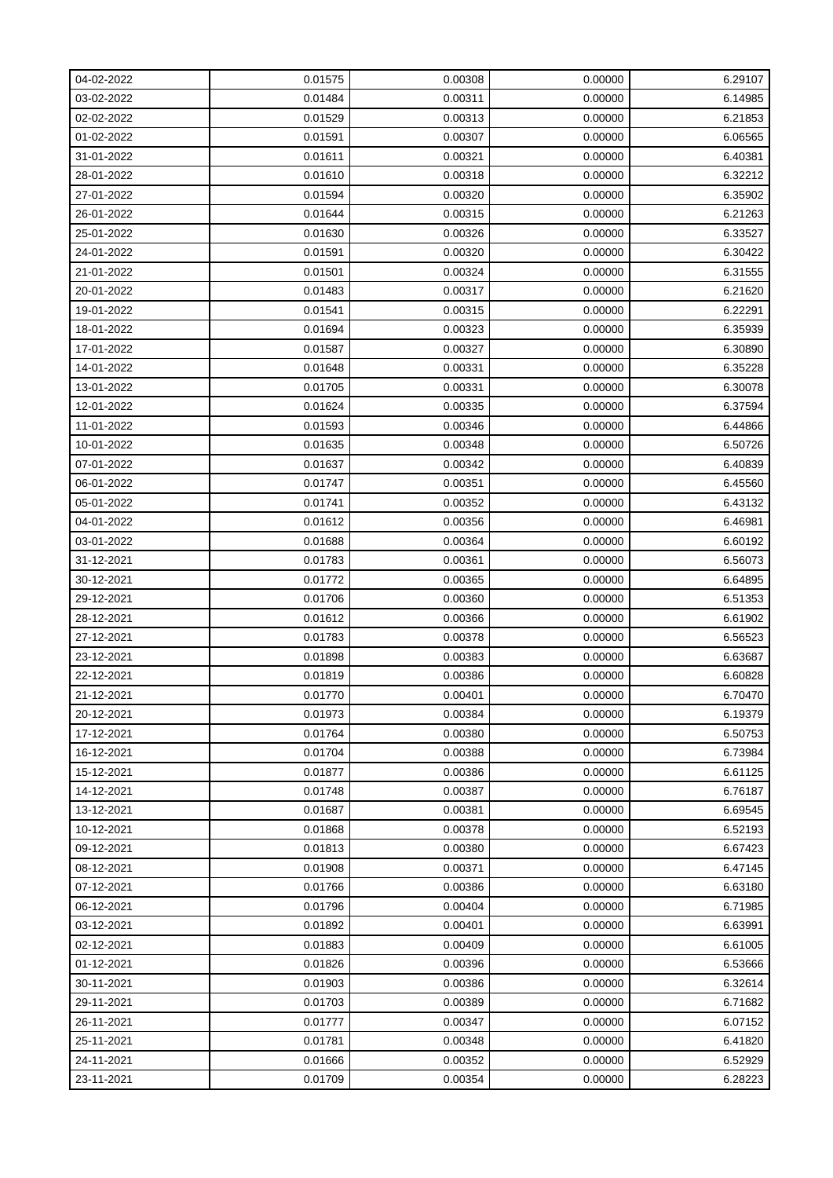| 04-02-2022 | 0.01575 | 0.00308 | 0.00000 | 6.29107 |
|---|---|---|---|---|
| 03-02-2022 | 0.01484 | 0.00311 | 0.00000 | 6.14985 |
| 02-02-2022 | 0.01529 | 0.00313 | 0.00000 | 6.21853 |
| 01-02-2022 | 0.01591 | 0.00307 | 0.00000 | 6.06565 |
| 31-01-2022 | 0.01611 | 0.00321 | 0.00000 | 6.40381 |
| 28-01-2022 | 0.01610 | 0.00318 | 0.00000 | 6.32212 |
| 27-01-2022 | 0.01594 | 0.00320 | 0.00000 | 6.35902 |
| 26-01-2022 | 0.01644 | 0.00315 | 0.00000 | 6.21263 |
| 25-01-2022 | 0.01630 | 0.00326 | 0.00000 | 6.33527 |
| 24-01-2022 | 0.01591 | 0.00320 | 0.00000 | 6.30422 |
| 21-01-2022 | 0.01501 | 0.00324 | 0.00000 | 6.31555 |
| 20-01-2022 | 0.01483 | 0.00317 | 0.00000 | 6.21620 |
| 19-01-2022 | 0.01541 | 0.00315 | 0.00000 | 6.22291 |
| 18-01-2022 | 0.01694 | 0.00323 | 0.00000 | 6.35939 |
| 17-01-2022 | 0.01587 | 0.00327 | 0.00000 | 6.30890 |
| 14-01-2022 | 0.01648 | 0.00331 | 0.00000 | 6.35228 |
| 13-01-2022 | 0.01705 | 0.00331 | 0.00000 | 6.30078 |
| 12-01-2022 | 0.01624 | 0.00335 | 0.00000 | 6.37594 |
| 11-01-2022 | 0.01593 | 0.00346 | 0.00000 | 6.44866 |
| 10-01-2022 | 0.01635 | 0.00348 | 0.00000 | 6.50726 |
| 07-01-2022 | 0.01637 | 0.00342 | 0.00000 | 6.40839 |
| 06-01-2022 | 0.01747 | 0.00351 | 0.00000 | 6.45560 |
| 05-01-2022 | 0.01741 | 0.00352 | 0.00000 | 6.43132 |
| 04-01-2022 | 0.01612 | 0.00356 | 0.00000 | 6.46981 |
| 03-01-2022 | 0.01688 | 0.00364 | 0.00000 | 6.60192 |
| 31-12-2021 | 0.01783 | 0.00361 | 0.00000 | 6.56073 |
| 30-12-2021 | 0.01772 | 0.00365 | 0.00000 | 6.64895 |
| 29-12-2021 | 0.01706 | 0.00360 | 0.00000 | 6.51353 |
| 28-12-2021 | 0.01612 | 0.00366 | 0.00000 | 6.61902 |
| 27-12-2021 | 0.01783 | 0.00378 | 0.00000 | 6.56523 |
| 23-12-2021 | 0.01898 | 0.00383 | 0.00000 | 6.63687 |
| 22-12-2021 | 0.01819 | 0.00386 | 0.00000 | 6.60828 |
| 21-12-2021 | 0.01770 | 0.00401 | 0.00000 | 6.70470 |
| 20-12-2021 | 0.01973 | 0.00384 | 0.00000 | 6.19379 |
| 17-12-2021 | 0.01764 | 0.00380 | 0.00000 | 6.50753 |
| 16-12-2021 | 0.01704 | 0.00388 | 0.00000 | 6.73984 |
| 15-12-2021 | 0.01877 | 0.00386 | 0.00000 | 6.61125 |
| 14-12-2021 | 0.01748 | 0.00387 | 0.00000 | 6.76187 |
| 13-12-2021 | 0.01687 | 0.00381 | 0.00000 | 6.69545 |
| 10-12-2021 | 0.01868 | 0.00378 | 0.00000 | 6.52193 |
| 09-12-2021 | 0.01813 | 0.00380 | 0.00000 | 6.67423 |
| 08-12-2021 | 0.01908 | 0.00371 | 0.00000 | 6.47145 |
| 07-12-2021 | 0.01766 | 0.00386 | 0.00000 | 6.63180 |
| 06-12-2021 | 0.01796 | 0.00404 | 0.00000 | 6.71985 |
| 03-12-2021 | 0.01892 | 0.00401 | 0.00000 | 6.63991 |
| 02-12-2021 | 0.01883 | 0.00409 | 0.00000 | 6.61005 |
| 01-12-2021 | 0.01826 | 0.00396 | 0.00000 | 6.53666 |
| 30-11-2021 | 0.01903 | 0.00386 | 0.00000 | 6.32614 |
| 29-11-2021 | 0.01703 | 0.00389 | 0.00000 | 6.71682 |
| 26-11-2021 | 0.01777 | 0.00347 | 0.00000 | 6.07152 |
| 25-11-2021 | 0.01781 | 0.00348 | 0.00000 | 6.41820 |
| 24-11-2021 | 0.01666 | 0.00352 | 0.00000 | 6.52929 |
| 23-11-2021 | 0.01709 | 0.00354 | 0.00000 | 6.28223 |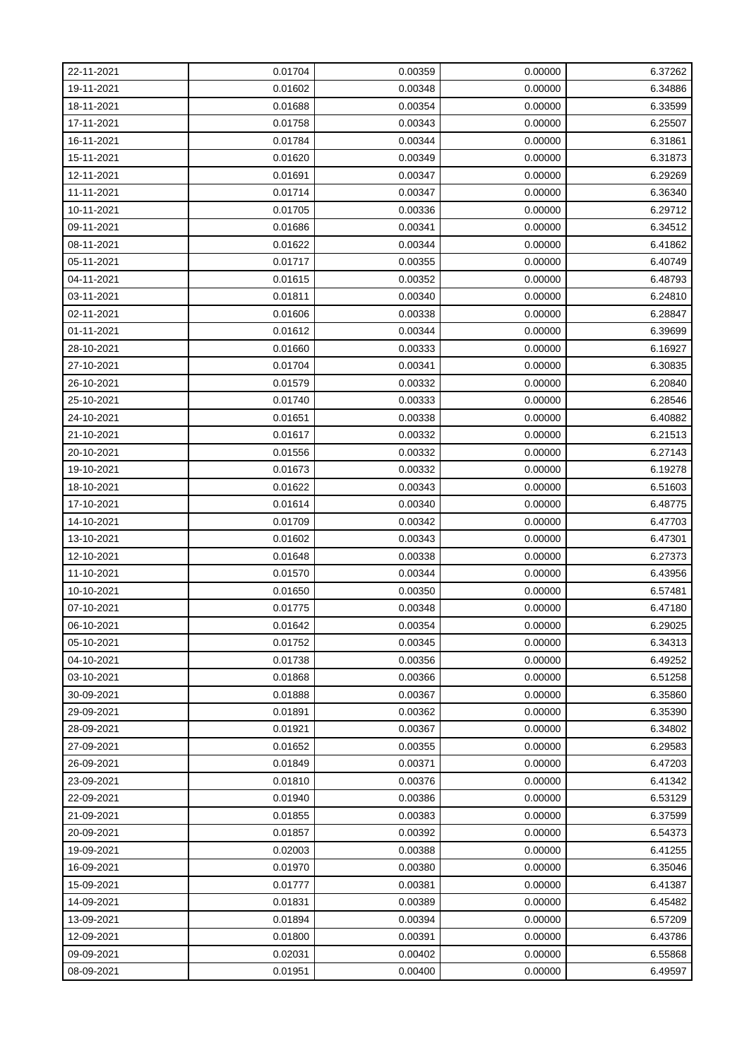| 22-11-2021 | 0.01704 | 0.00359 | 0.00000 | 6.37262 |
|---|---|---|---|---|
| 19-11-2021 | 0.01602 | 0.00348 | 0.00000 | 6.34886 |
| 18-11-2021 | 0.01688 | 0.00354 | 0.00000 | 6.33599 |
| 17-11-2021 | 0.01758 | 0.00343 | 0.00000 | 6.25507 |
| 16-11-2021 | 0.01784 | 0.00344 | 0.00000 | 6.31861 |
| 15-11-2021 | 0.01620 | 0.00349 | 0.00000 | 6.31873 |
| 12-11-2021 | 0.01691 | 0.00347 | 0.00000 | 6.29269 |
| 11-11-2021 | 0.01714 | 0.00347 | 0.00000 | 6.36340 |
| 10-11-2021 | 0.01705 | 0.00336 | 0.00000 | 6.29712 |
| 09-11-2021 | 0.01686 | 0.00341 | 0.00000 | 6.34512 |
| 08-11-2021 | 0.01622 | 0.00344 | 0.00000 | 6.41862 |
| 05-11-2021 | 0.01717 | 0.00355 | 0.00000 | 6.40749 |
| 04-11-2021 | 0.01615 | 0.00352 | 0.00000 | 6.48793 |
| 03-11-2021 | 0.01811 | 0.00340 | 0.00000 | 6.24810 |
| 02-11-2021 | 0.01606 | 0.00338 | 0.00000 | 6.28847 |
| 01-11-2021 | 0.01612 | 0.00344 | 0.00000 | 6.39699 |
| 28-10-2021 | 0.01660 | 0.00333 | 0.00000 | 6.16927 |
| 27-10-2021 | 0.01704 | 0.00341 | 0.00000 | 6.30835 |
| 26-10-2021 | 0.01579 | 0.00332 | 0.00000 | 6.20840 |
| 25-10-2021 | 0.01740 | 0.00333 | 0.00000 | 6.28546 |
| 24-10-2021 | 0.01651 | 0.00338 | 0.00000 | 6.40882 |
| 21-10-2021 | 0.01617 | 0.00332 | 0.00000 | 6.21513 |
| 20-10-2021 | 0.01556 | 0.00332 | 0.00000 | 6.27143 |
| 19-10-2021 | 0.01673 | 0.00332 | 0.00000 | 6.19278 |
| 18-10-2021 | 0.01622 | 0.00343 | 0.00000 | 6.51603 |
| 17-10-2021 | 0.01614 | 0.00340 | 0.00000 | 6.48775 |
| 14-10-2021 | 0.01709 | 0.00342 | 0.00000 | 6.47703 |
| 13-10-2021 | 0.01602 | 0.00343 | 0.00000 | 6.47301 |
| 12-10-2021 | 0.01648 | 0.00338 | 0.00000 | 6.27373 |
| 11-10-2021 | 0.01570 | 0.00344 | 0.00000 | 6.43956 |
| 10-10-2021 | 0.01650 | 0.00350 | 0.00000 | 6.57481 |
| 07-10-2021 | 0.01775 | 0.00348 | 0.00000 | 6.47180 |
| 06-10-2021 | 0.01642 | 0.00354 | 0.00000 | 6.29025 |
| 05-10-2021 | 0.01752 | 0.00345 | 0.00000 | 6.34313 |
| 04-10-2021 | 0.01738 | 0.00356 | 0.00000 | 6.49252 |
| 03-10-2021 | 0.01868 | 0.00366 | 0.00000 | 6.51258 |
| 30-09-2021 | 0.01888 | 0.00367 | 0.00000 | 6.35860 |
| 29-09-2021 | 0.01891 | 0.00362 | 0.00000 | 6.35390 |
| 28-09-2021 | 0.01921 | 0.00367 | 0.00000 | 6.34802 |
| 27-09-2021 | 0.01652 | 0.00355 | 0.00000 | 6.29583 |
| 26-09-2021 | 0.01849 | 0.00371 | 0.00000 | 6.47203 |
| 23-09-2021 | 0.01810 | 0.00376 | 0.00000 | 6.41342 |
| 22-09-2021 | 0.01940 | 0.00386 | 0.00000 | 6.53129 |
| 21-09-2021 | 0.01855 | 0.00383 | 0.00000 | 6.37599 |
| 20-09-2021 | 0.01857 | 0.00392 | 0.00000 | 6.54373 |
| 19-09-2021 | 0.02003 | 0.00388 | 0.00000 | 6.41255 |
| 16-09-2021 | 0.01970 | 0.00380 | 0.00000 | 6.35046 |
| 15-09-2021 | 0.01777 | 0.00381 | 0.00000 | 6.41387 |
| 14-09-2021 | 0.01831 | 0.00389 | 0.00000 | 6.45482 |
| 13-09-2021 | 0.01894 | 0.00394 | 0.00000 | 6.57209 |
| 12-09-2021 | 0.01800 | 0.00391 | 0.00000 | 6.43786 |
| 09-09-2021 | 0.02031 | 0.00402 | 0.00000 | 6.55868 |
| 08-09-2021 | 0.01951 | 0.00400 | 0.00000 | 6.49597 |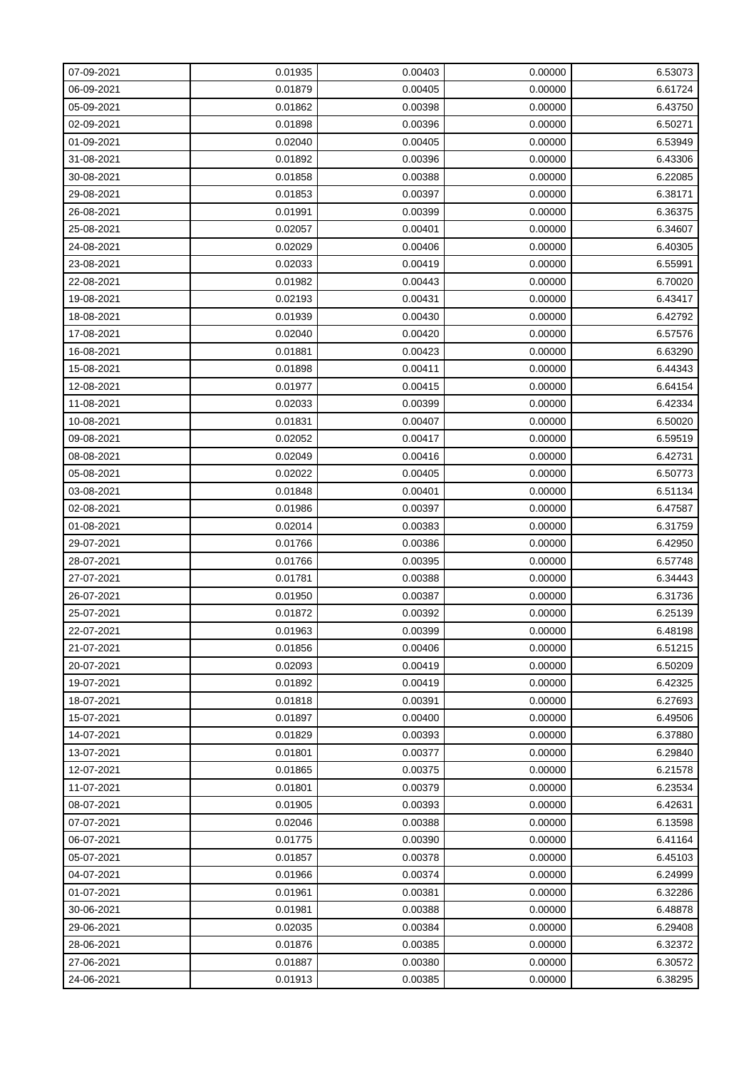| 07-09-2021 | 0.01935 | 0.00403 | 0.00000 | 6.53073 |
|---|---|---|---|---|
| 06-09-2021 | 0.01879 | 0.00405 | 0.00000 | 6.61724 |
| 05-09-2021 | 0.01862 | 0.00398 | 0.00000 | 6.43750 |
| 02-09-2021 | 0.01898 | 0.00396 | 0.00000 | 6.50271 |
| 01-09-2021 | 0.02040 | 0.00405 | 0.00000 | 6.53949 |
| 31-08-2021 | 0.01892 | 0.00396 | 0.00000 | 6.43306 |
| 30-08-2021 | 0.01858 | 0.00388 | 0.00000 | 6.22085 |
| 29-08-2021 | 0.01853 | 0.00397 | 0.00000 | 6.38171 |
| 26-08-2021 | 0.01991 | 0.00399 | 0.00000 | 6.36375 |
| 25-08-2021 | 0.02057 | 0.00401 | 0.00000 | 6.34607 |
| 24-08-2021 | 0.02029 | 0.00406 | 0.00000 | 6.40305 |
| 23-08-2021 | 0.02033 | 0.00419 | 0.00000 | 6.55991 |
| 22-08-2021 | 0.01982 | 0.00443 | 0.00000 | 6.70020 |
| 19-08-2021 | 0.02193 | 0.00431 | 0.00000 | 6.43417 |
| 18-08-2021 | 0.01939 | 0.00430 | 0.00000 | 6.42792 |
| 17-08-2021 | 0.02040 | 0.00420 | 0.00000 | 6.57576 |
| 16-08-2021 | 0.01881 | 0.00423 | 0.00000 | 6.63290 |
| 15-08-2021 | 0.01898 | 0.00411 | 0.00000 | 6.44343 |
| 12-08-2021 | 0.01977 | 0.00415 | 0.00000 | 6.64154 |
| 11-08-2021 | 0.02033 | 0.00399 | 0.00000 | 6.42334 |
| 10-08-2021 | 0.01831 | 0.00407 | 0.00000 | 6.50020 |
| 09-08-2021 | 0.02052 | 0.00417 | 0.00000 | 6.59519 |
| 08-08-2021 | 0.02049 | 0.00416 | 0.00000 | 6.42731 |
| 05-08-2021 | 0.02022 | 0.00405 | 0.00000 | 6.50773 |
| 03-08-2021 | 0.01848 | 0.00401 | 0.00000 | 6.51134 |
| 02-08-2021 | 0.01986 | 0.00397 | 0.00000 | 6.47587 |
| 01-08-2021 | 0.02014 | 0.00383 | 0.00000 | 6.31759 |
| 29-07-2021 | 0.01766 | 0.00386 | 0.00000 | 6.42950 |
| 28-07-2021 | 0.01766 | 0.00395 | 0.00000 | 6.57748 |
| 27-07-2021 | 0.01781 | 0.00388 | 0.00000 | 6.34443 |
| 26-07-2021 | 0.01950 | 0.00387 | 0.00000 | 6.31736 |
| 25-07-2021 | 0.01872 | 0.00392 | 0.00000 | 6.25139 |
| 22-07-2021 | 0.01963 | 0.00399 | 0.00000 | 6.48198 |
| 21-07-2021 | 0.01856 | 0.00406 | 0.00000 | 6.51215 |
| 20-07-2021 | 0.02093 | 0.00419 | 0.00000 | 6.50209 |
| 19-07-2021 | 0.01892 | 0.00419 | 0.00000 | 6.42325 |
| 18-07-2021 | 0.01818 | 0.00391 | 0.00000 | 6.27693 |
| 15-07-2021 | 0.01897 | 0.00400 | 0.00000 | 6.49506 |
| 14-07-2021 | 0.01829 | 0.00393 | 0.00000 | 6.37880 |
| 13-07-2021 | 0.01801 | 0.00377 | 0.00000 | 6.29840 |
| 12-07-2021 | 0.01865 | 0.00375 | 0.00000 | 6.21578 |
| 11-07-2021 | 0.01801 | 0.00379 | 0.00000 | 6.23534 |
| 08-07-2021 | 0.01905 | 0.00393 | 0.00000 | 6.42631 |
| 07-07-2021 | 0.02046 | 0.00388 | 0.00000 | 6.13598 |
| 06-07-2021 | 0.01775 | 0.00390 | 0.00000 | 6.41164 |
| 05-07-2021 | 0.01857 | 0.00378 | 0.00000 | 6.45103 |
| 04-07-2021 | 0.01966 | 0.00374 | 0.00000 | 6.24999 |
| 01-07-2021 | 0.01961 | 0.00381 | 0.00000 | 6.32286 |
| 30-06-2021 | 0.01981 | 0.00388 | 0.00000 | 6.48878 |
| 29-06-2021 | 0.02035 | 0.00384 | 0.00000 | 6.29408 |
| 28-06-2021 | 0.01876 | 0.00385 | 0.00000 | 6.32372 |
| 27-06-2021 | 0.01887 | 0.00380 | 0.00000 | 6.30572 |
| 24-06-2021 | 0.01913 | 0.00385 | 0.00000 | 6.38295 |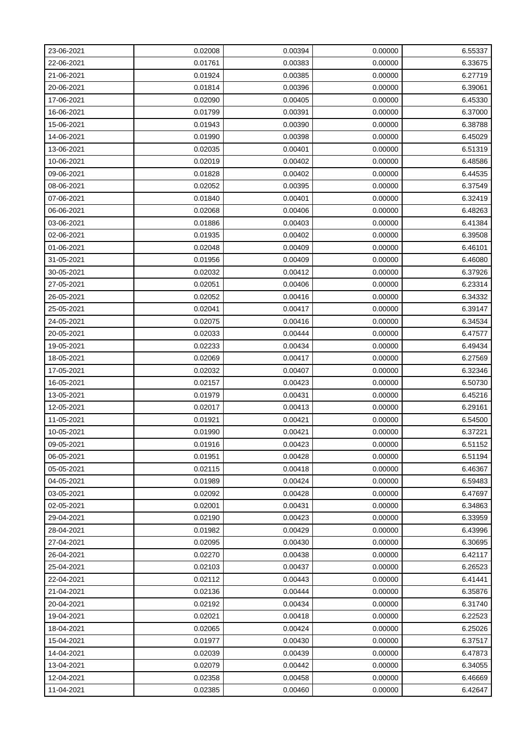| 23-06-2021 | 0.02008 | 0.00394 | 0.00000 | 6.55337 |
|---|---|---|---|---|
| 22-06-2021 | 0.01761 | 0.00383 | 0.00000 | 6.33675 |
| 21-06-2021 | 0.01924 | 0.00385 | 0.00000 | 6.27719 |
| 20-06-2021 | 0.01814 | 0.00396 | 0.00000 | 6.39061 |
| 17-06-2021 | 0.02090 | 0.00405 | 0.00000 | 6.45330 |
| 16-06-2021 | 0.01799 | 0.00391 | 0.00000 | 6.37000 |
| 15-06-2021 | 0.01943 | 0.00390 | 0.00000 | 6.38788 |
| 14-06-2021 | 0.01990 | 0.00398 | 0.00000 | 6.45029 |
| 13-06-2021 | 0.02035 | 0.00401 | 0.00000 | 6.51319 |
| 10-06-2021 | 0.02019 | 0.00402 | 0.00000 | 6.48586 |
| 09-06-2021 | 0.01828 | 0.00402 | 0.00000 | 6.44535 |
| 08-06-2021 | 0.02052 | 0.00395 | 0.00000 | 6.37549 |
| 07-06-2021 | 0.01840 | 0.00401 | 0.00000 | 6.32419 |
| 06-06-2021 | 0.02068 | 0.00406 | 0.00000 | 6.48263 |
| 03-06-2021 | 0.01886 | 0.00403 | 0.00000 | 6.41384 |
| 02-06-2021 | 0.01935 | 0.00402 | 0.00000 | 6.39508 |
| 01-06-2021 | 0.02048 | 0.00409 | 0.00000 | 6.46101 |
| 31-05-2021 | 0.01956 | 0.00409 | 0.00000 | 6.46080 |
| 30-05-2021 | 0.02032 | 0.00412 | 0.00000 | 6.37926 |
| 27-05-2021 | 0.02051 | 0.00406 | 0.00000 | 6.23314 |
| 26-05-2021 | 0.02052 | 0.00416 | 0.00000 | 6.34332 |
| 25-05-2021 | 0.02041 | 0.00417 | 0.00000 | 6.39147 |
| 24-05-2021 | 0.02075 | 0.00416 | 0.00000 | 6.34534 |
| 20-05-2021 | 0.02033 | 0.00444 | 0.00000 | 6.47577 |
| 19-05-2021 | 0.02233 | 0.00434 | 0.00000 | 6.49434 |
| 18-05-2021 | 0.02069 | 0.00417 | 0.00000 | 6.27569 |
| 17-05-2021 | 0.02032 | 0.00407 | 0.00000 | 6.32346 |
| 16-05-2021 | 0.02157 | 0.00423 | 0.00000 | 6.50730 |
| 13-05-2021 | 0.01979 | 0.00431 | 0.00000 | 6.45216 |
| 12-05-2021 | 0.02017 | 0.00413 | 0.00000 | 6.29161 |
| 11-05-2021 | 0.01921 | 0.00421 | 0.00000 | 6.54500 |
| 10-05-2021 | 0.01990 | 0.00421 | 0.00000 | 6.37221 |
| 09-05-2021 | 0.01916 | 0.00423 | 0.00000 | 6.51152 |
| 06-05-2021 | 0.01951 | 0.00428 | 0.00000 | 6.51194 |
| 05-05-2021 | 0.02115 | 0.00418 | 0.00000 | 6.46367 |
| 04-05-2021 | 0.01989 | 0.00424 | 0.00000 | 6.59483 |
| 03-05-2021 | 0.02092 | 0.00428 | 0.00000 | 6.47697 |
| 02-05-2021 | 0.02001 | 0.00431 | 0.00000 | 6.34863 |
| 29-04-2021 | 0.02190 | 0.00423 | 0.00000 | 6.33959 |
| 28-04-2021 | 0.01982 | 0.00429 | 0.00000 | 6.43996 |
| 27-04-2021 | 0.02095 | 0.00430 | 0.00000 | 6.30695 |
| 26-04-2021 | 0.02270 | 0.00438 | 0.00000 | 6.42117 |
| 25-04-2021 | 0.02103 | 0.00437 | 0.00000 | 6.26523 |
| 22-04-2021 | 0.02112 | 0.00443 | 0.00000 | 6.41441 |
| 21-04-2021 | 0.02136 | 0.00444 | 0.00000 | 6.35876 |
| 20-04-2021 | 0.02192 | 0.00434 | 0.00000 | 6.31740 |
| 19-04-2021 | 0.02021 | 0.00418 | 0.00000 | 6.22523 |
| 18-04-2021 | 0.02065 | 0.00424 | 0.00000 | 6.25026 |
| 15-04-2021 | 0.01977 | 0.00430 | 0.00000 | 6.37517 |
| 14-04-2021 | 0.02039 | 0.00439 | 0.00000 | 6.47873 |
| 13-04-2021 | 0.02079 | 0.00442 | 0.00000 | 6.34055 |
| 12-04-2021 | 0.02358 | 0.00458 | 0.00000 | 6.46669 |
| 11-04-2021 | 0.02385 | 0.00460 | 0.00000 | 6.42647 |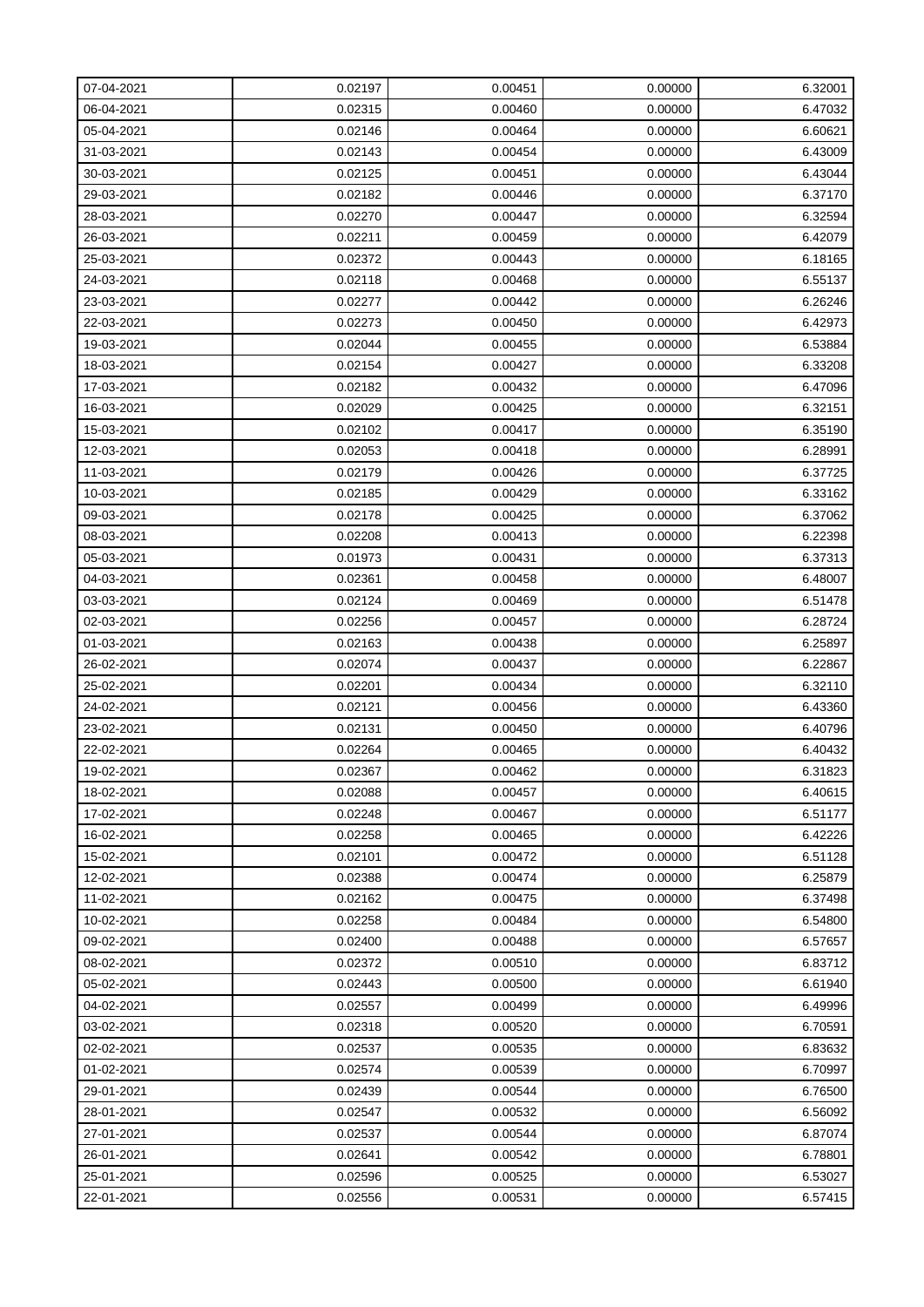| 07-04-2021 | 0.02197 | 0.00451 | 0.00000 | 6.32001 |
|---|---|---|---|---|
| 06-04-2021 | 0.02315 | 0.00460 | 0.00000 | 6.47032 |
| 05-04-2021 | 0.02146 | 0.00464 | 0.00000 | 6.60621 |
| 31-03-2021 | 0.02143 | 0.00454 | 0.00000 | 6.43009 |
| 30-03-2021 | 0.02125 | 0.00451 | 0.00000 | 6.43044 |
| 29-03-2021 | 0.02182 | 0.00446 | 0.00000 | 6.37170 |
| 28-03-2021 | 0.02270 | 0.00447 | 0.00000 | 6.32594 |
| 26-03-2021 | 0.02211 | 0.00459 | 0.00000 | 6.42079 |
| 25-03-2021 | 0.02372 | 0.00443 | 0.00000 | 6.18165 |
| 24-03-2021 | 0.02118 | 0.00468 | 0.00000 | 6.55137 |
| 23-03-2021 | 0.02277 | 0.00442 | 0.00000 | 6.26246 |
| 22-03-2021 | 0.02273 | 0.00450 | 0.00000 | 6.42973 |
| 19-03-2021 | 0.02044 | 0.00455 | 0.00000 | 6.53884 |
| 18-03-2021 | 0.02154 | 0.00427 | 0.00000 | 6.33208 |
| 17-03-2021 | 0.02182 | 0.00432 | 0.00000 | 6.47096 |
| 16-03-2021 | 0.02029 | 0.00425 | 0.00000 | 6.32151 |
| 15-03-2021 | 0.02102 | 0.00417 | 0.00000 | 6.35190 |
| 12-03-2021 | 0.02053 | 0.00418 | 0.00000 | 6.28991 |
| 11-03-2021 | 0.02179 | 0.00426 | 0.00000 | 6.37725 |
| 10-03-2021 | 0.02185 | 0.00429 | 0.00000 | 6.33162 |
| 09-03-2021 | 0.02178 | 0.00425 | 0.00000 | 6.37062 |
| 08-03-2021 | 0.02208 | 0.00413 | 0.00000 | 6.22398 |
| 05-03-2021 | 0.01973 | 0.00431 | 0.00000 | 6.37313 |
| 04-03-2021 | 0.02361 | 0.00458 | 0.00000 | 6.48007 |
| 03-03-2021 | 0.02124 | 0.00469 | 0.00000 | 6.51478 |
| 02-03-2021 | 0.02256 | 0.00457 | 0.00000 | 6.28724 |
| 01-03-2021 | 0.02163 | 0.00438 | 0.00000 | 6.25897 |
| 26-02-2021 | 0.02074 | 0.00437 | 0.00000 | 6.22867 |
| 25-02-2021 | 0.02201 | 0.00434 | 0.00000 | 6.32110 |
| 24-02-2021 | 0.02121 | 0.00456 | 0.00000 | 6.43360 |
| 23-02-2021 | 0.02131 | 0.00450 | 0.00000 | 6.40796 |
| 22-02-2021 | 0.02264 | 0.00465 | 0.00000 | 6.40432 |
| 19-02-2021 | 0.02367 | 0.00462 | 0.00000 | 6.31823 |
| 18-02-2021 | 0.02088 | 0.00457 | 0.00000 | 6.40615 |
| 17-02-2021 | 0.02248 | 0.00467 | 0.00000 | 6.51177 |
| 16-02-2021 | 0.02258 | 0.00465 | 0.00000 | 6.42226 |
| 15-02-2021 | 0.02101 | 0.00472 | 0.00000 | 6.51128 |
| 12-02-2021 | 0.02388 | 0.00474 | 0.00000 | 6.25879 |
| 11-02-2021 | 0.02162 | 0.00475 | 0.00000 | 6.37498 |
| 10-02-2021 | 0.02258 | 0.00484 | 0.00000 | 6.54800 |
| 09-02-2021 | 0.02400 | 0.00488 | 0.00000 | 6.57657 |
| 08-02-2021 | 0.02372 | 0.00510 | 0.00000 | 6.83712 |
| 05-02-2021 | 0.02443 | 0.00500 | 0.00000 | 6.61940 |
| 04-02-2021 | 0.02557 | 0.00499 | 0.00000 | 6.49996 |
| 03-02-2021 | 0.02318 | 0.00520 | 0.00000 | 6.70591 |
| 02-02-2021 | 0.02537 | 0.00535 | 0.00000 | 6.83632 |
| 01-02-2021 | 0.02574 | 0.00539 | 0.00000 | 6.70997 |
| 29-01-2021 | 0.02439 | 0.00544 | 0.00000 | 6.76500 |
| 28-01-2021 | 0.02547 | 0.00532 | 0.00000 | 6.56092 |
| 27-01-2021 | 0.02537 | 0.00544 | 0.00000 | 6.87074 |
| 26-01-2021 | 0.02641 | 0.00542 | 0.00000 | 6.78801 |
| 25-01-2021 | 0.02596 | 0.00525 | 0.00000 | 6.53027 |
| 22-01-2021 | 0.02556 | 0.00531 | 0.00000 | 6.57415 |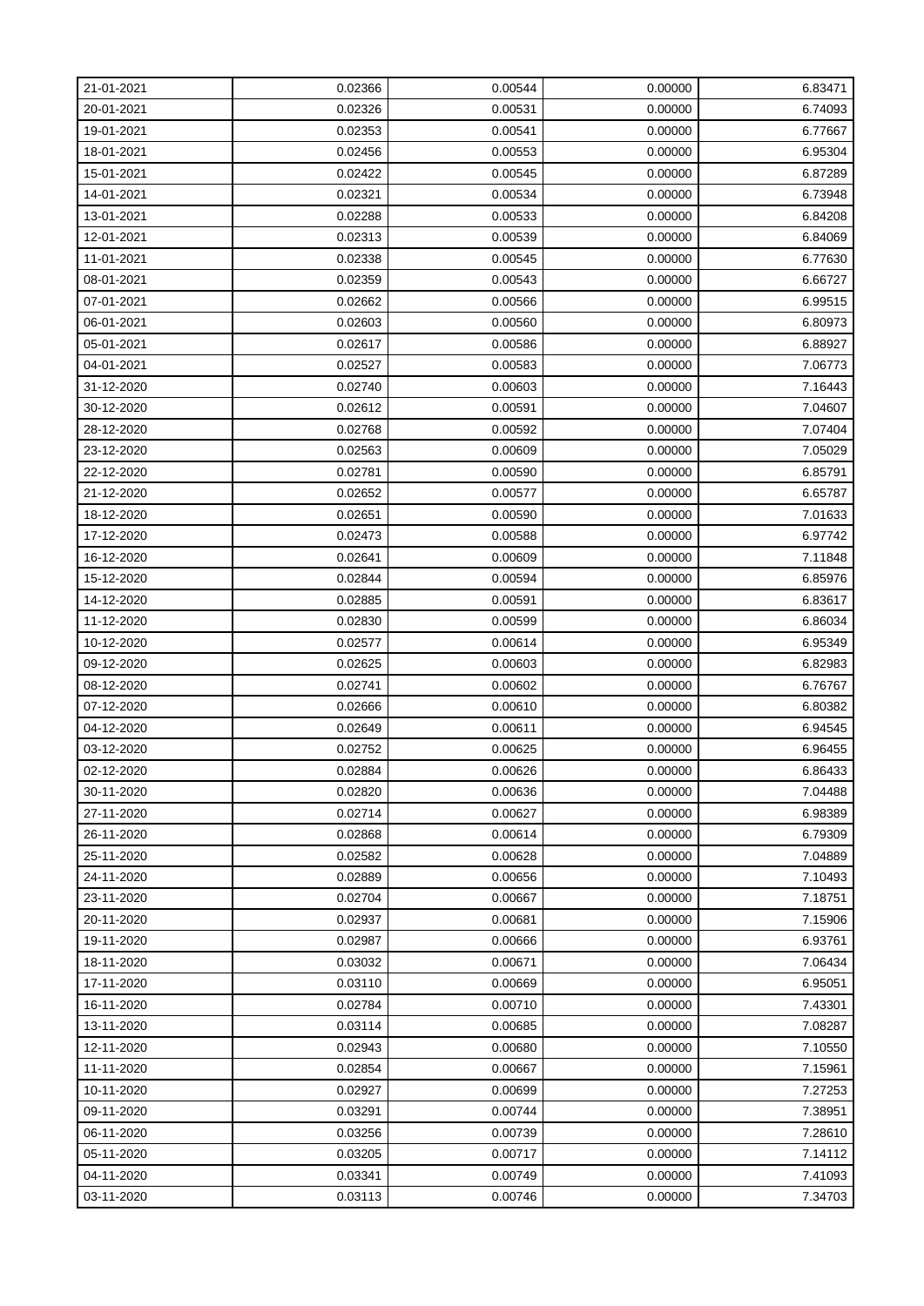| 21-01-2021 | 0.02366 | 0.00544 | 0.00000 | 6.83471 |
|---|---|---|---|---|
| 20-01-2021 | 0.02326 | 0.00531 | 0.00000 | 6.74093 |
| 19-01-2021 | 0.02353 | 0.00541 | 0.00000 | 6.77667 |
| 18-01-2021 | 0.02456 | 0.00553 | 0.00000 | 6.95304 |
| 15-01-2021 | 0.02422 | 0.00545 | 0.00000 | 6.87289 |
| 14-01-2021 | 0.02321 | 0.00534 | 0.00000 | 6.73948 |
| 13-01-2021 | 0.02288 | 0.00533 | 0.00000 | 6.84208 |
| 12-01-2021 | 0.02313 | 0.00539 | 0.00000 | 6.84069 |
| 11-01-2021 | 0.02338 | 0.00545 | 0.00000 | 6.77630 |
| 08-01-2021 | 0.02359 | 0.00543 | 0.00000 | 6.66727 |
| 07-01-2021 | 0.02662 | 0.00566 | 0.00000 | 6.99515 |
| 06-01-2021 | 0.02603 | 0.00560 | 0.00000 | 6.80973 |
| 05-01-2021 | 0.02617 | 0.00586 | 0.00000 | 6.88927 |
| 04-01-2021 | 0.02527 | 0.00583 | 0.00000 | 7.06773 |
| 31-12-2020 | 0.02740 | 0.00603 | 0.00000 | 7.16443 |
| 30-12-2020 | 0.02612 | 0.00591 | 0.00000 | 7.04607 |
| 28-12-2020 | 0.02768 | 0.00592 | 0.00000 | 7.07404 |
| 23-12-2020 | 0.02563 | 0.00609 | 0.00000 | 7.05029 |
| 22-12-2020 | 0.02781 | 0.00590 | 0.00000 | 6.85791 |
| 21-12-2020 | 0.02652 | 0.00577 | 0.00000 | 6.65787 |
| 18-12-2020 | 0.02651 | 0.00590 | 0.00000 | 7.01633 |
| 17-12-2020 | 0.02473 | 0.00588 | 0.00000 | 6.97742 |
| 16-12-2020 | 0.02641 | 0.00609 | 0.00000 | 7.11848 |
| 15-12-2020 | 0.02844 | 0.00594 | 0.00000 | 6.85976 |
| 14-12-2020 | 0.02885 | 0.00591 | 0.00000 | 6.83617 |
| 11-12-2020 | 0.02830 | 0.00599 | 0.00000 | 6.86034 |
| 10-12-2020 | 0.02577 | 0.00614 | 0.00000 | 6.95349 |
| 09-12-2020 | 0.02625 | 0.00603 | 0.00000 | 6.82983 |
| 08-12-2020 | 0.02741 | 0.00602 | 0.00000 | 6.76767 |
| 07-12-2020 | 0.02666 | 0.00610 | 0.00000 | 6.80382 |
| 04-12-2020 | 0.02649 | 0.00611 | 0.00000 | 6.94545 |
| 03-12-2020 | 0.02752 | 0.00625 | 0.00000 | 6.96455 |
| 02-12-2020 | 0.02884 | 0.00626 | 0.00000 | 6.86433 |
| 30-11-2020 | 0.02820 | 0.00636 | 0.00000 | 7.04488 |
| 27-11-2020 | 0.02714 | 0.00627 | 0.00000 | 6.98389 |
| 26-11-2020 | 0.02868 | 0.00614 | 0.00000 | 6.79309 |
| 25-11-2020 | 0.02582 | 0.00628 | 0.00000 | 7.04889 |
| 24-11-2020 | 0.02889 | 0.00656 | 0.00000 | 7.10493 |
| 23-11-2020 | 0.02704 | 0.00667 | 0.00000 | 7.18751 |
| 20-11-2020 | 0.02937 | 0.00681 | 0.00000 | 7.15906 |
| 19-11-2020 | 0.02987 | 0.00666 | 0.00000 | 6.93761 |
| 18-11-2020 | 0.03032 | 0.00671 | 0.00000 | 7.06434 |
| 17-11-2020 | 0.03110 | 0.00669 | 0.00000 | 6.95051 |
| 16-11-2020 | 0.02784 | 0.00710 | 0.00000 | 7.43301 |
| 13-11-2020 | 0.03114 | 0.00685 | 0.00000 | 7.08287 |
| 12-11-2020 | 0.02943 | 0.00680 | 0.00000 | 7.10550 |
| 11-11-2020 | 0.02854 | 0.00667 | 0.00000 | 7.15961 |
| 10-11-2020 | 0.02927 | 0.00699 | 0.00000 | 7.27253 |
| 09-11-2020 | 0.03291 | 0.00744 | 0.00000 | 7.38951 |
| 06-11-2020 | 0.03256 | 0.00739 | 0.00000 | 7.28610 |
| 05-11-2020 | 0.03205 | 0.00717 | 0.00000 | 7.14112 |
| 04-11-2020 | 0.03341 | 0.00749 | 0.00000 | 7.41093 |
| 03-11-2020 | 0.03113 | 0.00746 | 0.00000 | 7.34703 |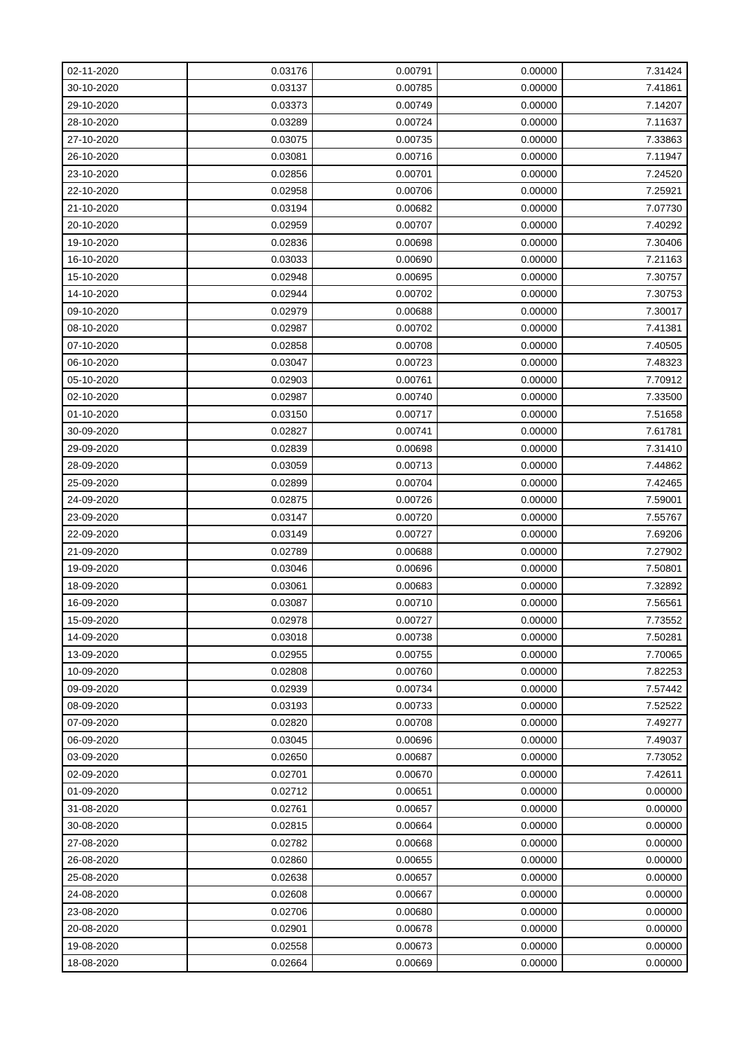| | | | | |
|---|---|---|---|---|
| 02-11-2020 | 0.03176 | 0.00791 | 0.00000 | 7.31424 |
| 30-10-2020 | 0.03137 | 0.00785 | 0.00000 | 7.41861 |
| 29-10-2020 | 0.03373 | 0.00749 | 0.00000 | 7.14207 |
| 28-10-2020 | 0.03289 | 0.00724 | 0.00000 | 7.11637 |
| 27-10-2020 | 0.03075 | 0.00735 | 0.00000 | 7.33863 |
| 26-10-2020 | 0.03081 | 0.00716 | 0.00000 | 7.11947 |
| 23-10-2020 | 0.02856 | 0.00701 | 0.00000 | 7.24520 |
| 22-10-2020 | 0.02958 | 0.00706 | 0.00000 | 7.25921 |
| 21-10-2020 | 0.03194 | 0.00682 | 0.00000 | 7.07730 |
| 20-10-2020 | 0.02959 | 0.00707 | 0.00000 | 7.40292 |
| 19-10-2020 | 0.02836 | 0.00698 | 0.00000 | 7.30406 |
| 16-10-2020 | 0.03033 | 0.00690 | 0.00000 | 7.21163 |
| 15-10-2020 | 0.02948 | 0.00695 | 0.00000 | 7.30757 |
| 14-10-2020 | 0.02944 | 0.00702 | 0.00000 | 7.30753 |
| 09-10-2020 | 0.02979 | 0.00688 | 0.00000 | 7.30017 |
| 08-10-2020 | 0.02987 | 0.00702 | 0.00000 | 7.41381 |
| 07-10-2020 | 0.02858 | 0.00708 | 0.00000 | 7.40505 |
| 06-10-2020 | 0.03047 | 0.00723 | 0.00000 | 7.48323 |
| 05-10-2020 | 0.02903 | 0.00761 | 0.00000 | 7.70912 |
| 02-10-2020 | 0.02987 | 0.00740 | 0.00000 | 7.33500 |
| 01-10-2020 | 0.03150 | 0.00717 | 0.00000 | 7.51658 |
| 30-09-2020 | 0.02827 | 0.00741 | 0.00000 | 7.61781 |
| 29-09-2020 | 0.02839 | 0.00698 | 0.00000 | 7.31410 |
| 28-09-2020 | 0.03059 | 0.00713 | 0.00000 | 7.44862 |
| 25-09-2020 | 0.02899 | 0.00704 | 0.00000 | 7.42465 |
| 24-09-2020 | 0.02875 | 0.00726 | 0.00000 | 7.59001 |
| 23-09-2020 | 0.03147 | 0.00720 | 0.00000 | 7.55767 |
| 22-09-2020 | 0.03149 | 0.00727 | 0.00000 | 7.69206 |
| 21-09-2020 | 0.02789 | 0.00688 | 0.00000 | 7.27902 |
| 19-09-2020 | 0.03046 | 0.00696 | 0.00000 | 7.50801 |
| 18-09-2020 | 0.03061 | 0.00683 | 0.00000 | 7.32892 |
| 16-09-2020 | 0.03087 | 0.00710 | 0.00000 | 7.56561 |
| 15-09-2020 | 0.02978 | 0.00727 | 0.00000 | 7.73552 |
| 14-09-2020 | 0.03018 | 0.00738 | 0.00000 | 7.50281 |
| 13-09-2020 | 0.02955 | 0.00755 | 0.00000 | 7.70065 |
| 10-09-2020 | 0.02808 | 0.00760 | 0.00000 | 7.82253 |
| 09-09-2020 | 0.02939 | 0.00734 | 0.00000 | 7.57442 |
| 08-09-2020 | 0.03193 | 0.00733 | 0.00000 | 7.52522 |
| 07-09-2020 | 0.02820 | 0.00708 | 0.00000 | 7.49277 |
| 06-09-2020 | 0.03045 | 0.00696 | 0.00000 | 7.49037 |
| 03-09-2020 | 0.02650 | 0.00687 | 0.00000 | 7.73052 |
| 02-09-2020 | 0.02701 | 0.00670 | 0.00000 | 7.42611 |
| 01-09-2020 | 0.02712 | 0.00651 | 0.00000 | 0.00000 |
| 31-08-2020 | 0.02761 | 0.00657 | 0.00000 | 0.00000 |
| 30-08-2020 | 0.02815 | 0.00664 | 0.00000 | 0.00000 |
| 27-08-2020 | 0.02782 | 0.00668 | 0.00000 | 0.00000 |
| 26-08-2020 | 0.02860 | 0.00655 | 0.00000 | 0.00000 |
| 25-08-2020 | 0.02638 | 0.00657 | 0.00000 | 0.00000 |
| 24-08-2020 | 0.02608 | 0.00667 | 0.00000 | 0.00000 |
| 23-08-2020 | 0.02706 | 0.00680 | 0.00000 | 0.00000 |
| 20-08-2020 | 0.02901 | 0.00678 | 0.00000 | 0.00000 |
| 19-08-2020 | 0.02558 | 0.00673 | 0.00000 | 0.00000 |
| 18-08-2020 | 0.02664 | 0.00669 | 0.00000 | 0.00000 |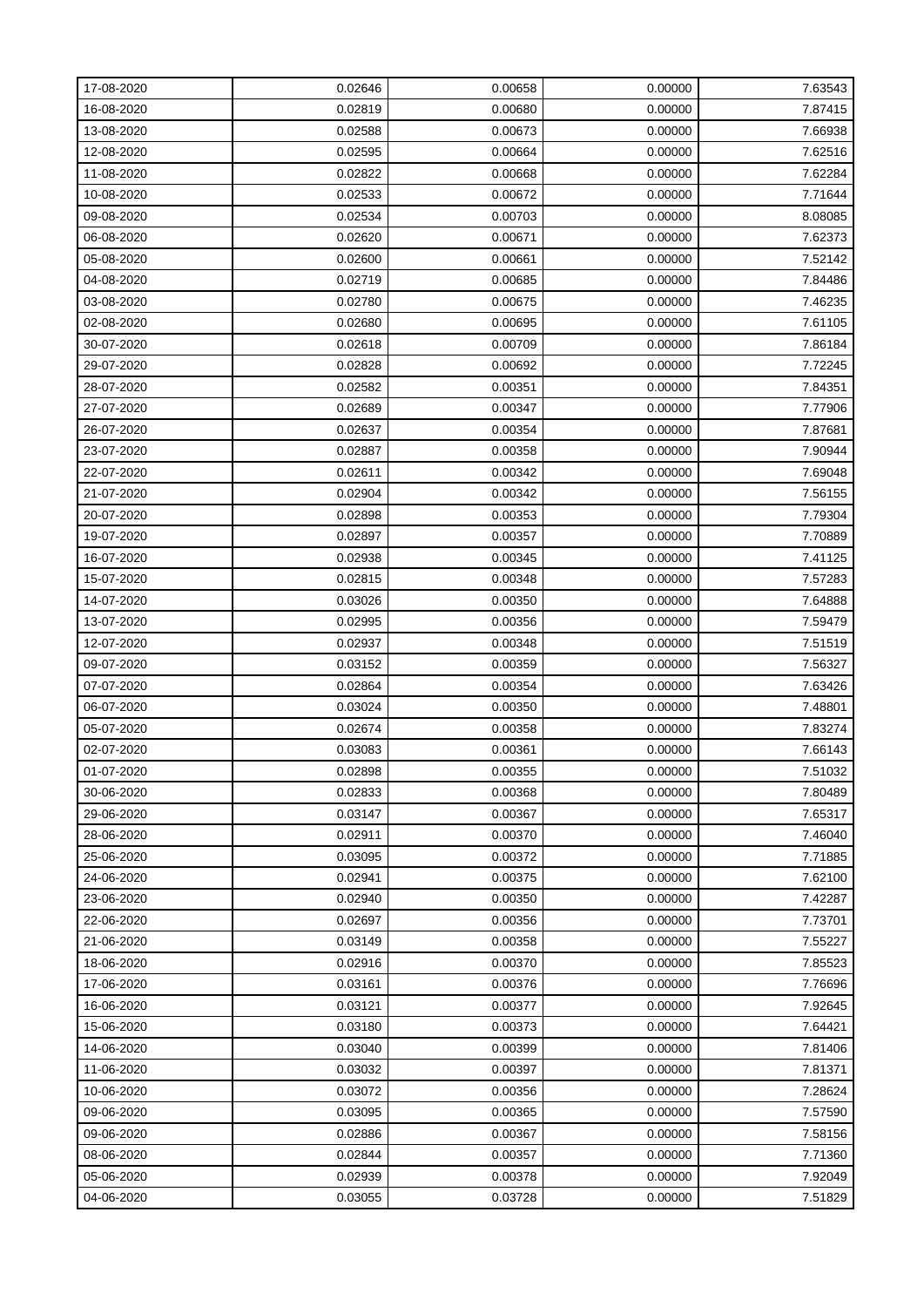| | | | | |
|---|---|---|---|---|
| 17-08-2020 | 0.02646 | 0.00658 | 0.00000 | 7.63543 |
| 16-08-2020 | 0.02819 | 0.00680 | 0.00000 | 7.87415 |
| 13-08-2020 | 0.02588 | 0.00673 | 0.00000 | 7.66938 |
| 12-08-2020 | 0.02595 | 0.00664 | 0.00000 | 7.62516 |
| 11-08-2020 | 0.02822 | 0.00668 | 0.00000 | 7.62284 |
| 10-08-2020 | 0.02533 | 0.00672 | 0.00000 | 7.71644 |
| 09-08-2020 | 0.02534 | 0.00703 | 0.00000 | 8.08085 |
| 06-08-2020 | 0.02620 | 0.00671 | 0.00000 | 7.62373 |
| 05-08-2020 | 0.02600 | 0.00661 | 0.00000 | 7.52142 |
| 04-08-2020 | 0.02719 | 0.00685 | 0.00000 | 7.84486 |
| 03-08-2020 | 0.02780 | 0.00675 | 0.00000 | 7.46235 |
| 02-08-2020 | 0.02680 | 0.00695 | 0.00000 | 7.61105 |
| 30-07-2020 | 0.02618 | 0.00709 | 0.00000 | 7.86184 |
| 29-07-2020 | 0.02828 | 0.00692 | 0.00000 | 7.72245 |
| 28-07-2020 | 0.02582 | 0.00351 | 0.00000 | 7.84351 |
| 27-07-2020 | 0.02689 | 0.00347 | 0.00000 | 7.77906 |
| 26-07-2020 | 0.02637 | 0.00354 | 0.00000 | 7.87681 |
| 23-07-2020 | 0.02887 | 0.00358 | 0.00000 | 7.90944 |
| 22-07-2020 | 0.02611 | 0.00342 | 0.00000 | 7.69048 |
| 21-07-2020 | 0.02904 | 0.00342 | 0.00000 | 7.56155 |
| 20-07-2020 | 0.02898 | 0.00353 | 0.00000 | 7.79304 |
| 19-07-2020 | 0.02897 | 0.00357 | 0.00000 | 7.70889 |
| 16-07-2020 | 0.02938 | 0.00345 | 0.00000 | 7.41125 |
| 15-07-2020 | 0.02815 | 0.00348 | 0.00000 | 7.57283 |
| 14-07-2020 | 0.03026 | 0.00350 | 0.00000 | 7.64888 |
| 13-07-2020 | 0.02995 | 0.00356 | 0.00000 | 7.59479 |
| 12-07-2020 | 0.02937 | 0.00348 | 0.00000 | 7.51519 |
| 09-07-2020 | 0.03152 | 0.00359 | 0.00000 | 7.56327 |
| 07-07-2020 | 0.02864 | 0.00354 | 0.00000 | 7.63426 |
| 06-07-2020 | 0.03024 | 0.00350 | 0.00000 | 7.48801 |
| 05-07-2020 | 0.02674 | 0.00358 | 0.00000 | 7.83274 |
| 02-07-2020 | 0.03083 | 0.00361 | 0.00000 | 7.66143 |
| 01-07-2020 | 0.02898 | 0.00355 | 0.00000 | 7.51032 |
| 30-06-2020 | 0.02833 | 0.00368 | 0.00000 | 7.80489 |
| 29-06-2020 | 0.03147 | 0.00367 | 0.00000 | 7.65317 |
| 28-06-2020 | 0.02911 | 0.00370 | 0.00000 | 7.46040 |
| 25-06-2020 | 0.03095 | 0.00372 | 0.00000 | 7.71885 |
| 24-06-2020 | 0.02941 | 0.00375 | 0.00000 | 7.62100 |
| 23-06-2020 | 0.02940 | 0.00350 | 0.00000 | 7.42287 |
| 22-06-2020 | 0.02697 | 0.00356 | 0.00000 | 7.73701 |
| 21-06-2020 | 0.03149 | 0.00358 | 0.00000 | 7.55227 |
| 18-06-2020 | 0.02916 | 0.00370 | 0.00000 | 7.85523 |
| 17-06-2020 | 0.03161 | 0.00376 | 0.00000 | 7.76696 |
| 16-06-2020 | 0.03121 | 0.00377 | 0.00000 | 7.92645 |
| 15-06-2020 | 0.03180 | 0.00373 | 0.00000 | 7.64421 |
| 14-06-2020 | 0.03040 | 0.00399 | 0.00000 | 7.81406 |
| 11-06-2020 | 0.03032 | 0.00397 | 0.00000 | 7.81371 |
| 10-06-2020 | 0.03072 | 0.00356 | 0.00000 | 7.28624 |
| 09-06-2020 | 0.03095 | 0.00365 | 0.00000 | 7.57590 |
| 09-06-2020 | 0.02886 | 0.00367 | 0.00000 | 7.58156 |
| 08-06-2020 | 0.02844 | 0.00357 | 0.00000 | 7.71360 |
| 05-06-2020 | 0.02939 | 0.00378 | 0.00000 | 7.92049 |
| 04-06-2020 | 0.03055 | 0.03728 | 0.00000 | 7.51829 |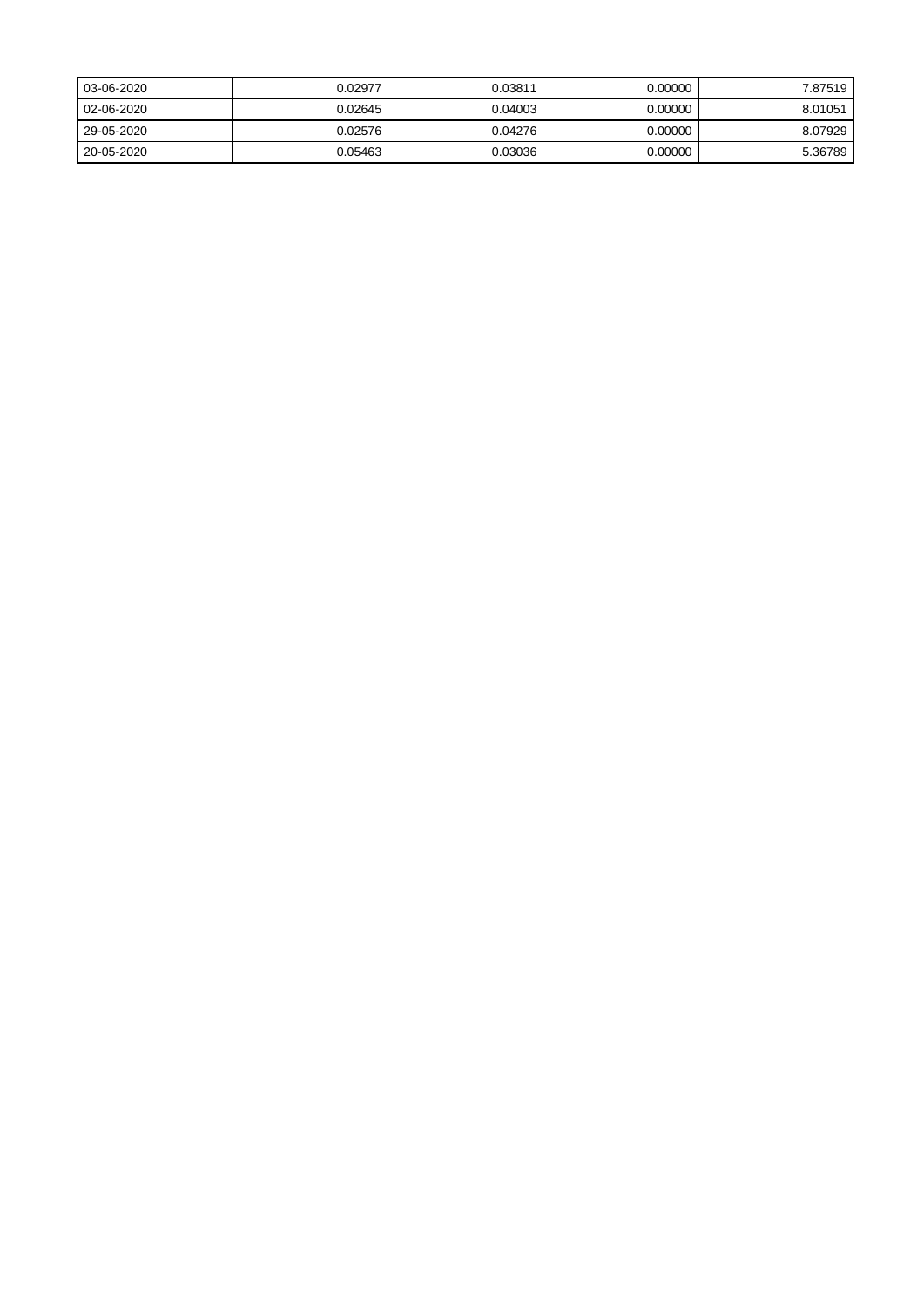| | | | | |
|---|---|---|---|---|
| 03-06-2020 | 0.02977 | 0.03811 | 0.00000 | 7.87519 |
| 02-06-2020 | 0.02645 | 0.04003 | 0.00000 | 8.01051 |
| 29-05-2020 | 0.02576 | 0.04276 | 0.00000 | 8.07929 |
| 20-05-2020 | 0.05463 | 0.03036 | 0.00000 | 5.36789 |